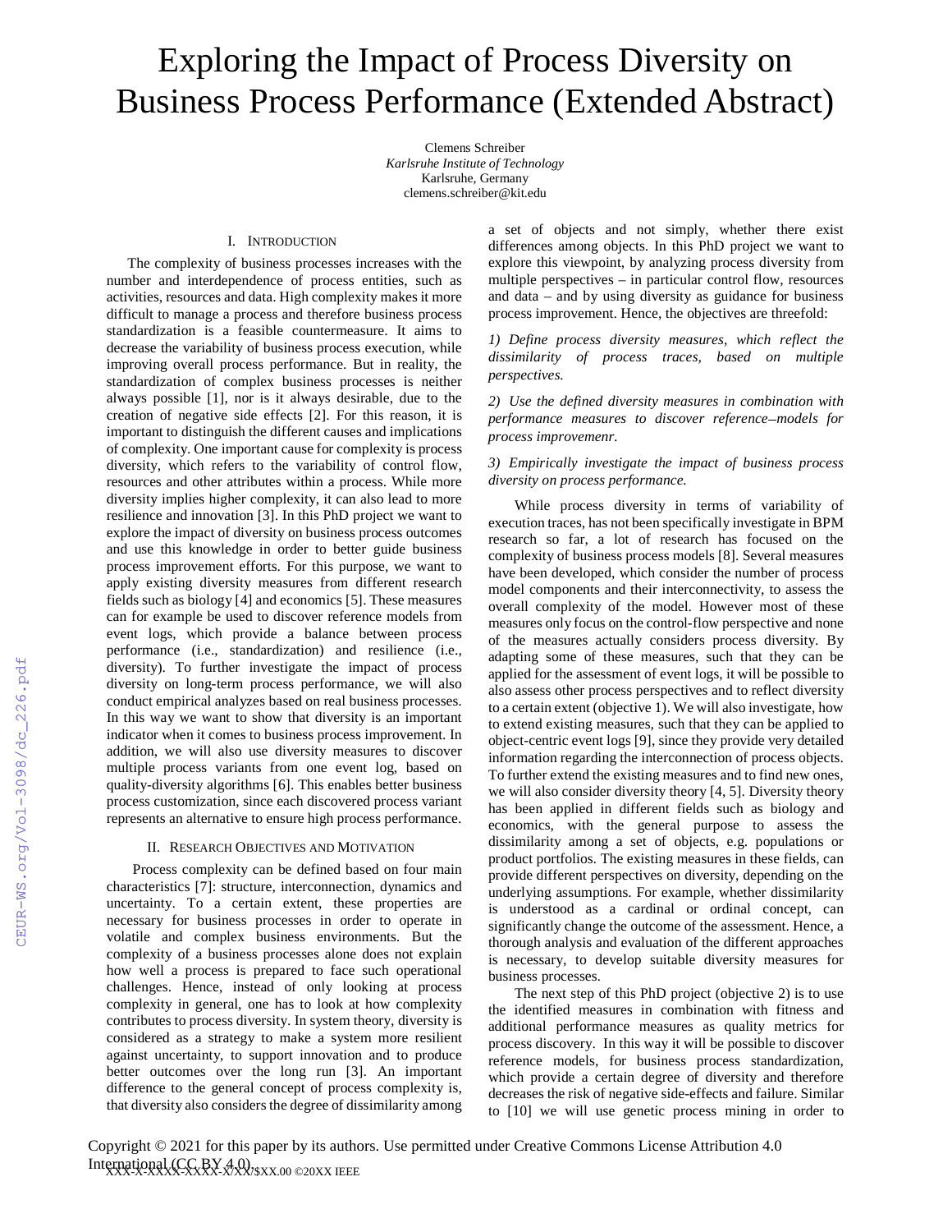# Exploring the Impact of Process Diversity on Business Process Performance (Extended Abstract)

Clemens Schreiber
*Karlsruhe Institute of Technology*
Karlsruhe, Germany
clemens.schreiber@kit.edu

## I. Introduction

The complexity of business processes increases with the number and interdependence of process entities, such as activities, resources and data. High complexity makes it more difficult to manage a process and therefore business process standardization is a feasible countermeasure. It aims to decrease the variability of business process execution, while improving overall process performance. But in reality, the standardization of complex business processes is neither always possible [1], nor is it always desirable, due to the creation of negative side effects [2]. For this reason, it is important to distinguish the different causes and implications of complexity. One important cause for complexity is process diversity, which refers to the variability of control flow, resources and other attributes within a process. While more diversity implies higher complexity, it can also lead to more resilience and innovation [3]. In this PhD project we want to explore the impact of diversity on business process outcomes and use this knowledge in order to better guide business process improvement efforts. For this purpose, we want to apply existing diversity measures from different research fields such as biology [4] and economics [5]. These measures can for example be used to discover reference models from event logs, which provide a balance between process performance (i.e., standardization) and resilience (i.e., diversity). To further investigate the impact of process diversity on long-term process performance, we will also conduct empirical analyzes based on real business processes. In this way we want to show that diversity is an important indicator when it comes to business process improvement. In addition, we will also use diversity measures to discover multiple process variants from one event log, based on quality-diversity algorithms [6]. This enables better business process customization, since each discovered process variant represents an alternative to ensure high process performance.

## II. Research Objectives and Motivation

Process complexity can be defined based on four main characteristics [7]: structure, interconnection, dynamics and uncertainty. To a certain extent, these properties are necessary for business processes in order to operate in volatile and complex business environments. But the complexity of a business processes alone does not explain how well a process is prepared to face such operational challenges. Hence, instead of only looking at process complexity in general, one has to look at how complexity contributes to process diversity. In system theory, diversity is considered as a strategy to make a system more resilient against uncertainty, to support innovation and to produce better outcomes over the long run [3]. An important difference to the general concept of process complexity is, that diversity also considers the degree of dissimilarity among a set of objects and not simply, whether there exist differences among objects. In this PhD project we want to explore this viewpoint, by analyzing process diversity from multiple perspectives – in particular control flow, resources and data – and by using diversity as guidance for business process improvement. Hence, the objectives are threefold:

*1) Define process diversity measures, which reflect the dissimilarity of process traces, based on multiple perspectives.*

*2) Use the defined diversity measures in combination with performance measures to discover reference–models for process improvemenr.*

*3) Empirically investigate the impact of business process diversity on process performance.*

While process diversity in terms of variability of execution traces, has not been specifically investigate in BPM research so far, a lot of research has focused on the complexity of business process models [8]. Several measures have been developed, which consider the number of process model components and their interconnectivity, to assess the overall complexity of the model. However most of these measures only focus on the control-flow perspective and none of the measures actually considers process diversity. By adapting some of these measures, such that they can be applied for the assessment of event logs, it will be possible to also assess other process perspectives and to reflect diversity to a certain extent (objective 1). We will also investigate, how to extend existing measures, such that they can be applied to object-centric event logs [9], since they provide very detailed information regarding the interconnection of process objects. To further extend the existing measures and to find new ones, we will also consider diversity theory [4, 5]. Diversity theory has been applied in different fields such as biology and economics, with the general purpose to assess the dissimilarity among a set of objects, e.g. populations or product portfolios. The existing measures in these fields, can provide different perspectives on diversity, depending on the underlying assumptions. For example, whether dissimilarity is understood as a cardinal or ordinal concept, can significantly change the outcome of the assessment. Hence, a thorough analysis and evaluation of the different approaches is necessary, to develop suitable diversity measures for business processes.

The next step of this PhD project (objective 2) is to use the identified measures in combination with fitness and additional performance measures as quality metrics for process discovery. In this way it will be possible to discover reference models, for business process standardization, which provide a certain degree of diversity and therefore decreases the risk of negative side-effects and failure. Similar to [10] we will use genetic process mining in order to

Copyright © 2021 for this paper by its authors. Use permitted under Creative Commons License Attribution 4.0 International (CC BY 4.0).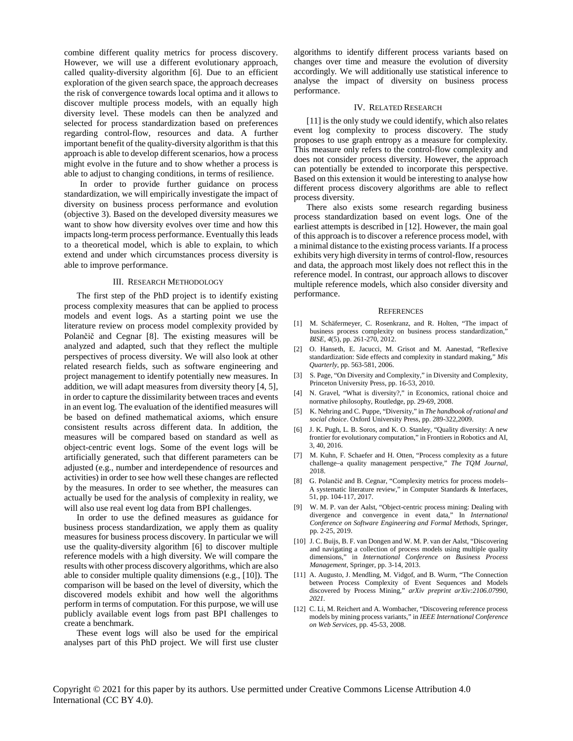combine different quality metrics for process discovery. However, we will use a different evolutionary approach, called quality-diversity algorithm [6]. Due to an efficient exploration of the given search space, the approach decreases the risk of convergence towards local optima and it allows to discover multiple process models, with an equally high diversity level. These models can then be analyzed and selected for process standardization based on preferences regarding control-flow, resources and data. A further important benefit of the quality-diversity algorithm is that this approach is able to develop different scenarios, how a process might evolve in the future and to show whether a process is able to adjust to changing conditions, in terms of resilience.

In order to provide further guidance on process standardization, we will empirically investigate the impact of diversity on business process performance and evolution (objective 3). Based on the developed diversity measures we want to show how diversity evolves over time and how this impacts long-term process performance. Eventually this leads to a theoretical model, which is able to explain, to which extend and under which circumstances process diversity is able to improve performance.

## III. Research Methodology

The first step of the PhD project is to identify existing process complexity measures that can be applied to process models and event logs. As a starting point we use the literature review on process model complexity provided by Polančič and Cegnar [8]. The existing measures will be analyzed and adapted, such that they reflect the multiple perspectives of process diversity. We will also look at other related research fields, such as software engineering and project management to identify potentially new measures. In addition, we will adapt measures from diversity theory [4, 5], in order to capture the dissimilarity between traces and events in an event log. The evaluation of the identified measures will be based on defined mathematical axioms, which ensure consistent results across different data. In addition, the measures will be compared based on standard as well as object-centric event logs. Some of the event logs will be artificially generated, such that different parameters can be adjusted (e.g., number and interdependence of resources and activities) in order to see how well these changes are reflected by the measures. In order to see whether, the measures can actually be used for the analysis of complexity in reality, we will also use real event log data from BPI challenges.

In order to use the defined measures as guidance for business process standardization, we apply them as quality measures for business process discovery. In particular we will use the quality-diversity algorithm [6] to discover multiple reference models with a high diversity. We will compare the results with other process discovery algorithms, which are also able to consider multiple quality dimensions (e.g., [10]). The comparison will be based on the level of diversity, which the discovered models exhibit and how well the algorithms perform in terms of computation. For this purpose, we will use publicly available event logs from past BPI challenges to create a benchmark.

These event logs will also be used for the empirical analyses part of this PhD project. We will first use cluster algorithms to identify different process variants based on changes over time and measure the evolution of diversity accordingly. We will additionally use statistical inference to analyse the impact of diversity on business process performance.

## IV. Related Research

[11] is the only study we could identify, which also relates event log complexity to process discovery. The study proposes to use graph entropy as a measure for complexity. This measure only refers to the control-flow complexity and does not consider process diversity. However, the approach can potentially be extended to incorporate this perspective. Based on this extension it would be interesting to analyse how different process discovery algorithms are able to reflect process diversity.

There also exists some research regarding business process standardization based on event logs. One of the earliest attempts is described in [12]. However, the main goal of this approach is to discover a reference process model, with a minimal distance to the existing process variants. If a process exhibits very high diversity in terms of control-flow, resources and data, the approach most likely does not reflect this in the reference model. In contrast, our approach allows to discover multiple reference models, which also consider diversity and performance.

## References

[1] M. Schäfermeyer, C. Rosenkranz, and R. Holten, "The impact of business process complexity on business process standardization," *BISE*, *4*(5), pp. 261-270, 2012.

[2] O. Hanseth, E. Jacucci, M. Grisot and M. Aanestad, "Reflexive standardization: Side effects and complexity in standard making," *Mis Quarterly*, pp. 563-581, 2006.

[3] S. Page, "On Diversity and Complexity," in Diversity and Complexity, Princeton University Press, pp. 16-53, 2010.

[4] N. Gravel, "What is diversity?," in Economics, rational choice and normative philosophy, Routledge, pp. 29-69, 2008.

[5] K. Nehring and C. Puppe, "Diversity," in *The handbook of rational and social choice*. Oxford University Press, pp. 289-322,2009.

[6] J. K. Pugh, L. B. Soros, and K. O. Stanley, "Quality diversity: A new frontier for evolutionary computation," in Frontiers in Robotics and AI, 3, 40, 2016.

[7] M. Kuhn, F. Schaefer and H. Otten, "Process complexity as a future challenge–a quality management perspective," *The TQM Journal*, 2018.

[8] G. Polančič and B. Cegnar, "Complexity metrics for process models– A systematic literature review," in Computer Standards & Interfaces, 51, pp. 104-117, 2017.

[9] W. M. P. van der Aalst, "Object-centric process mining: Dealing with divergence and convergence in event data," In *International Conference on Software Engineering and Formal Methods*, Springer, pp. 2-25, 2019.

[10] J. C. Buijs, B. F. van Dongen and W. M. P. van der Aalst, "Discovering and navigating a collection of process models using multiple quality dimensions," in *International Conference on Business Process Management*, Springer, pp. 3-14, 2013.

[11] A. Augusto, J. Mendling, M. Vidgof, and B. Wurm, "The Connection between Process Complexity of Event Sequences and Models discovered by Process Mining," *arXiv preprint arXiv:2106.07990, 2021.*

[12] C. Li, M. Reichert and A. Wombacher, "Discovering reference process models by mining process variants," in *IEEE International Conference on Web Services*, pp. 45-53, 2008.

Copyright © 2021 for this paper by its authors. Use permitted under Creative Commons License Attribution 4.0 International (CC BY 4.0).